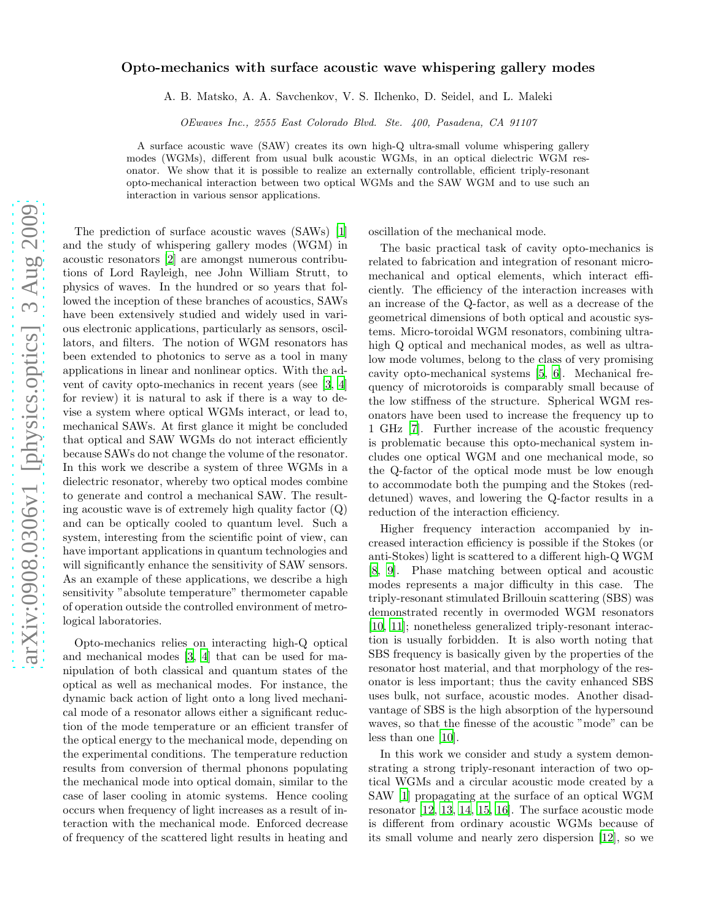# Opto-mechanics with surface acoustic wave whispering gallery modes

A. B. Matsko, A. A. Savchenkov, V. S. Ilchenko, D. Seidel, and L. Maleki

*OEwaves Inc., 2555 East Colorado Blvd. Ste. 400, Pasadena, CA 91107*

A surface acoustic wave (SAW) creates its own high-Q ultra-small volume whispering gallery modes (WGMs), different from usual bulk acoustic WGMs, in an optical dielectric WGM resonator. We show that it is possible to realize an externally controllable, efficient triply-resonant opto-mechanical interaction between two optical WGMs and the SAW WGM and to use such an interaction in various sensor applications.

The prediction of surface acoustic waves (SAWs) [1] and the study of whispering gallery modes (WGM) in acoustic resonators [2] are amongst numerous contributions of Lord Rayleigh, nee John William Strutt, to physics of waves. In the hundred or so years that followed the inception of these branches of acoustics, SAWs have been extensively studied and widely used in various electronic applications, particularly as sensors, oscillators, and filters. The notion of WGM resonators has been extended to photonics to serve as a tool in many applications in linear and nonlinear optics. With the advent of cavity opto-mechanics in recent years (see [3, 4] for review) it is natural to ask if there is a way to devise a system where optical WGMs interact, or lead to, mechanical SAWs. At first glance it might be concluded that optical and SAW WGMs do not interact efficiently because SAWs do not change the volume of the resonator. In this work we describe a system of three WGMs in a dielectric resonator, whereby two optical modes combine to generate and control a mechanical SAW. The resulting acoustic wave is of extremely high quality factor (Q) and can be optically cooled to quantum level. Such a system, interesting from the scientific point of view, can have important applications in quantum technologies and will significantly enhance the sensitivity of SAW sensors. As an example of these applications, we describe a high sensitivity "absolute temperature" thermometer capable of operation outside the controlled environment of metrological laboratories.

Opto-mechanics relies on interacting high-Q optical and mechanical modes [3, 4] that can be used for manipulation of both classical and quantum states of the optical as well as mechanical modes. For instance, the dynamic back action of light onto a long lived mechanical mode of a resonator allows either a significant reduction of the mode temperature or an efficient transfer of the optical energy to the mechanical mode, depending on the experimental conditions. The temperature reduction results from conversion of thermal phonons populating the mechanical mode into optical domain, similar to the case of laser cooling in atomic systems. Hence cooling occurs when frequency of light increases as a result of interaction with the mechanical mode. Enforced decrease of frequency of the scattered light results in heating and oscillation of the mechanical mode.

The basic practical task of cavity opto-mechanics is related to fabrication and integration of resonant micromechanical and optical elements, which interact efficiently. The efficiency of the interaction increases with an increase of the Q-factor, as well as a decrease of the geometrical dimensions of both optical and acoustic systems. Micro-toroidal WGM resonators, combining ultra-high Q optical and mechanical modes, as well as ultra-low mode volumes, belong to the class of very promising cavity opto-mechanical systems [5, 6]. Mechanical frequency of microtoroids is comparably small because of the low stiffness of the structure. Spherical WGM resonators have been used to increase the frequency up to 1 GHz [7]. Further increase of the acoustic frequency is problematic because this opto-mechanical system includes one optical WGM and one mechanical mode, so the Q-factor of the optical mode must be low enough to accommodate both the pumping and the Stokes (red-detuned) waves, and lowering the Q-factor results in a reduction of the interaction efficiency.

Higher frequency interaction accompanied by increased interaction efficiency is possible if the Stokes (or anti-Stokes) light is scattered to a different high-Q WGM [8, 9]. Phase matching between optical and acoustic modes represents a major difficulty in this case. The triply-resonant stimulated Brillouin scattering (SBS) was demonstrated recently in overmoded WGM resonators [10, 11]; nonetheless generalized triply-resonant interaction is usually forbidden. It is also worth noting that SBS frequency is basically given by the properties of the resonator host material, and that morphology of the resonator is less important; thus the cavity enhanced SBS uses bulk, not surface, acoustic modes. Another disadvantage of SBS is the high absorption of the hypersound waves, so that the finesse of the acoustic "mode" can be less than one [10].

In this work we consider and study a system demonstrating a strong triply-resonant interaction of two optical WGMs and a circular acoustic mode created by a SAW [1] propagating at the surface of an optical WGM resonator [12, 13, 14, 15, 16]. The surface acoustic mode is different from ordinary acoustic WGMs because of its small volume and nearly zero dispersion [12], so we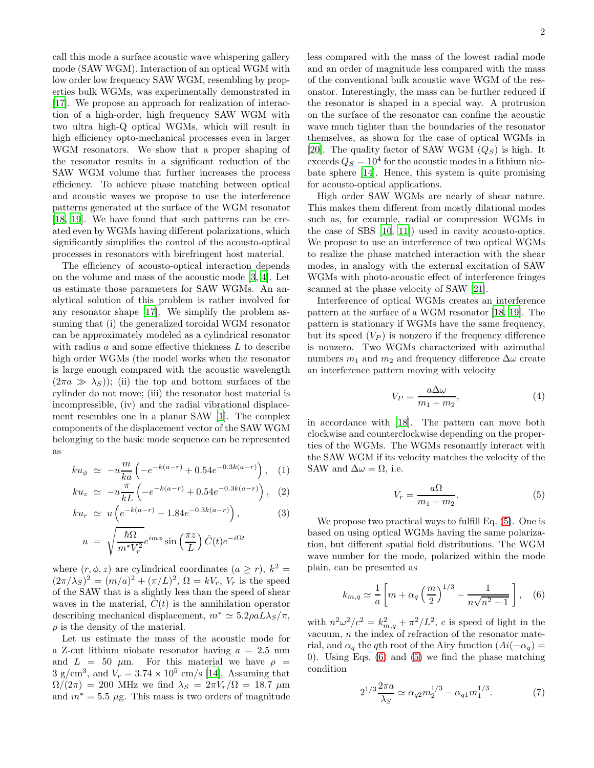call this mode a surface acoustic wave whispering gallery mode (SAW WGM). Interaction of an optical WGM with low order low frequency SAW WGM, resembling by properties bulk WGMs, was experimentally demonstrated in [17]. We propose an approach for realization of interaction of a high-order, high frequency SAW WGM with two ultra high-Q optical WGMs, which will result in high efficiency opto-mechanical processes even in larger WGM resonators. We show that a proper shaping of the resonator results in a significant reduction of the SAW WGM volume that further increases the process efficiency. To achieve phase matching between optical and acoustic waves we propose to use the interference patterns generated at the surface of the WGM resonator [18, 19]. We have found that such patterns can be created even by WGMs having different polarizations, which significantly simplifies the control of the acousto-optical processes in resonators with birefringent host material.

The efficiency of acousto-optical interaction depends on the volume and mass of the acoustic mode [3, 4]. Let us estimate those parameters for SAW WGMs. An analytical solution of this problem is rather involved for any resonator shape [17]. We simplify the problem assuming that (i) the generalized toroidal WGM resonator can be approximately modeled as a cylindrical resonator with radius $a$ and some effective thickness $L$ to describe high order WGMs (the model works when the resonator is large enough compared with the acoustic wavelength ($2\pi a \gg \lambda_S$)); (ii) the top and bottom surfaces of the cylinder do not move; (iii) the resonator host material is incompressible, (iv) and the radial vibrational displacement resembles one in a planar SAW [1]. The complex components of the displacement vector of the SAW WGM belonging to the basic mode sequence can be represented as

$$ku_\phi \simeq -u\frac{m}{ka}\left(-e^{-k(a-r)} + 0.54e^{-0.3k(a-r)}\right), \quad (1)$$

$$ku_z \simeq -u\frac{\pi}{kL}\left(-e^{-k(a-r)} + 0.54e^{-0.3k(a-r)}\right), \quad (2)$$

$$ku_r \simeq u\left(e^{-k(a-r)} - 1.84e^{-0.3k(a-r)}\right), \quad (3)$$

$$u = \sqrt{\frac{\hbar\Omega}{m^* V_r^2}}e^{im\phi}\sin\left(\frac{\pi z}{L}\right)\hat{C}(t)e^{-i\Omega t}$$

where $(r, \phi, z)$ are cylindrical coordinates $(a \geq r)$, $k^2 = (2\pi/\lambda_S)^2 = (m/a)^2 + (\pi/L)^2$, $\Omega = kV_r$, $V_r$ is the speed of the SAW that is a slightly less than the speed of shear waves in the material, $\hat{C}(t)$ is the annihilation operator describing mechanical displacement, $m^* \simeq 5.2\rho a L \lambda_S/\pi$, $\rho$ is the density of the material.

Let us estimate the mass of the acoustic mode for a Z-cut lithium niobate resonator having $a = 2.5$ mm and $L = 50$ $\mu$m. For this material we have $\rho = 3$ g/cm$^3$, and $V_r = 3.74 \times 10^5$ cm/s [14]. Assuming that $\Omega/(2\pi) = 200$ MHz we find $\lambda_S = 2\pi V_r/\Omega = 18.7$ $\mu$m and $m^* = 5.5$ $\mu$g. This mass is two orders of magnitude less compared with the mass of the lowest radial mode and an order of magnitude less compared with the mass of the conventional bulk acoustic wave WGM of the resonator. Interestingly, the mass can be further reduced if the resonator is shaped in a special way. A protrusion on the surface of the resonator can confine the acoustic wave much tighter than the boundaries of the resonator themselves, as shown for the case of optical WGMs in [20]. The quality factor of SAW WGM ($Q_S$) is high. It exceeds $Q_S = 10^4$ for the acoustic modes in a lithium niobate sphere [14]. Hence, this system is quite promising for acousto-optical applications.

High order SAW WGMs are nearly of shear nature. This makes them different from mostly dilational modes such as, for example, radial or compression WGMs in the case of SBS [10, 11]) used in cavity acousto-optics. We propose to use an interference of two optical WGMs to realize the phase matched interaction with the shear modes, in analogy with the external excitation of SAW WGMs with photo-acoustic effect of interference fringes scanned at the phase velocity of SAW [21].

Interference of optical WGMs creates an interference pattern at the surface of a WGM resonator [18, 19]. The pattern is stationary if WGMs have the same frequency, but its speed ($V_P$) is nonzero if the frequency difference is nonzero. Two WGMs characterized with azimuthal numbers $m_1$ and $m_2$ and frequency difference $\Delta\omega$ create an interference pattern moving with velocity

$$V_P = \frac{a\Delta\omega}{m_1 - m_2}, \quad (4)$$

in accordance with [18]. The pattern can move both clockwise and counterclockwise depending on the properties of the WGMs. The WGMs resonantly interact with the SAW WGM if its velocity matches the velocity of the SAW and $\Delta\omega = \Omega$, i.e.

$$V_r = \frac{a\Omega}{m_1 - m_2}. \quad (5)$$

We propose two practical ways to fulfill Eq. (5). One is based on using optical WGMs having the same polarization, but different spatial field distributions. The WGM wave number for the mode, polarized within the mode plain, can be presented as

$$k_{m,q} \simeq \frac{1}{a}\left[m + \alpha_q\left(\frac{m}{2}\right)^{1/3} - \frac{1}{n\sqrt{n^2-1}}\right], \quad (6)$$

with $n^2\omega^2/c^2 = k_{m,q}^2 + \pi^2/L^2$, $c$ is speed of light in the vacuum, $n$ the index of refraction of the resonator material, and $\alpha_q$ the $q$th root of the Airy function ($Ai(-\alpha_q) = 0$). Using Eqs. (6) and (5) we find the phase matching condition

$$2^{1/3}\frac{2\pi a}{\lambda_S} \simeq \alpha_{q2}m_2^{1/3} - \alpha_{q1}m_1^{1/3}. \quad (7)$$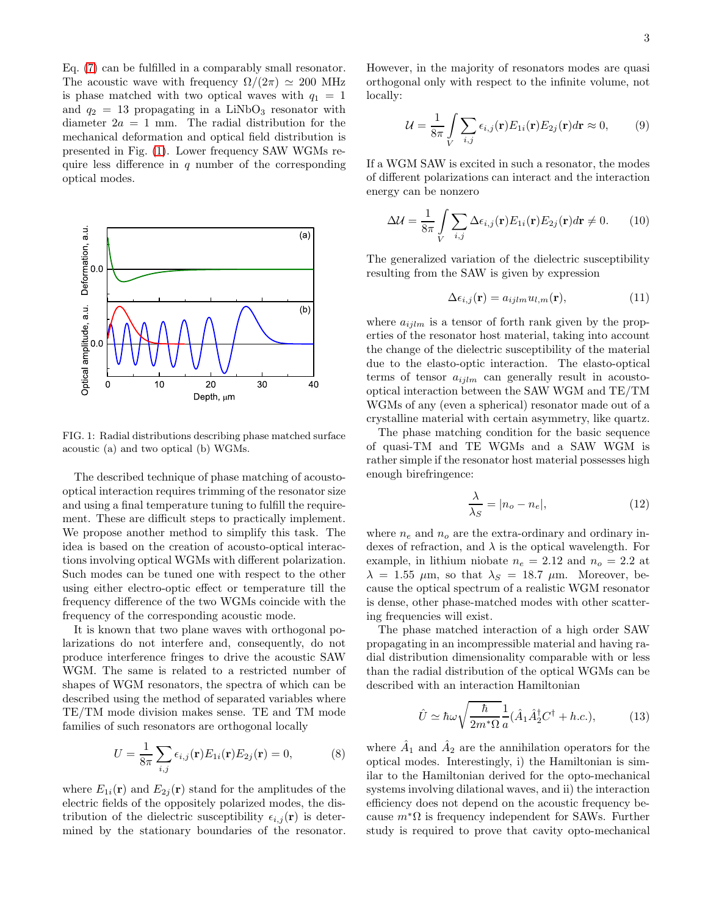Eq. (7) can be fulfilled in a comparably small resonator. The acoustic wave with frequency $\Omega/(2\pi) \simeq 200$ MHz is phase matched with two optical waves with $q_1 = 1$ and $q_2 = 13$ propagating in a $LiNbO_3$ resonator with diameter $2a = 1$ mm. The radial distribution for the mechanical deformation and optical field distribution is presented in Fig. (1). Lower frequency SAW WGMs require less difference in $q$ number of the corresponding optical modes.

FIG. 1: Radial distributions describing phase matched surface acoustic (a) and two optical (b) WGMs.

The described technique of phase matching of acousto-optical interaction requires trimming of the resonator size and using a final temperature tuning to fulfill the requirement. These are difficult steps to practically implement. We propose another method to simplify this task. The idea is based on the creation of acousto-optical interactions involving optical WGMs with different polarization. Such modes can be tuned one with respect to the other using either electro-optic effect or temperature till the frequency difference of the two WGMs coincide with the frequency of the corresponding acoustic mode.

It is known that two plane waves with orthogonal polarizations do not interfere and, consequently, do not produce interference fringes to drive the acoustic SAW WGM. The same is related to a restricted number of shapes of WGM resonators, the spectra of which can be described using the method of separated variables where TE/TM mode division makes sense. TE and TM mode families of such resonators are orthogonal locally

$$U = \frac{1}{8\pi} \sum_{i,j} \epsilon_{i,j}(\mathbf{r}) E_{1i}(\mathbf{r}) E_{2j}(\mathbf{r}) = 0, \tag{8}$$

where $E_{1i}(\mathbf{r})$ and $E_{2j}(\mathbf{r})$ stand for the amplitudes of the electric fields of the oppositely polarized modes, the distribution of the dielectric susceptibility $\epsilon_{i,j}(\mathbf{r})$ is determined by the stationary boundaries of the resonator. However, in the majority of resonators modes are quasi orthogonal only with respect to the infinite volume, not locally:

$$\mathcal{U} = \frac{1}{8\pi} \int_V \sum_{i,j} \epsilon_{i,j}(\mathbf{r}) E_{1i}(\mathbf{r}) E_{2j}(\mathbf{r}) d\mathbf{r} \approx 0, \tag{9}$$

If a WGM SAW is excited in such a resonator, the modes of different polarizations can interact and the interaction energy can be nonzero

$$\Delta\mathcal{U} = \frac{1}{8\pi} \int_V \sum_{i,j} \Delta\epsilon_{i,j}(\mathbf{r}) E_{1i}(\mathbf{r}) E_{2j}(\mathbf{r}) d\mathbf{r} \neq 0. \tag{10}$$

The generalized variation of the dielectric susceptibility resulting from the SAW is given by expression

$$\Delta\epsilon_{i,j}(\mathbf{r}) = a_{ijlm} u_{l,m}(\mathbf{r}), \tag{11}$$

where $a_{ijlm}$ is a tensor of forth rank given by the properties of the resonator host material, taking into account the change of the dielectric susceptibility of the material due to the elasto-optic interaction. The elasto-optical terms of tensor $a_{ijlm}$ can generally result in acousto-optical interaction between the SAW WGM and TE/TM WGMs of any (even a spherical) resonator made out of a crystalline material with certain asymmetry, like quartz.

The phase matching condition for the basic sequence of quasi-TM and TE WGMs and a SAW WGM is rather simple if the resonator host material possesses high enough birefringence:

$$\frac{\lambda}{\lambda_S} = |n_o - n_e|, \tag{12}$$

where $n_e$ and $n_o$ are the extra-ordinary and ordinary indexes of refraction, and $\lambda$ is the optical wavelength. For example, in lithium niobate $n_e = 2.12$ and $n_o = 2.2$ at $\lambda = 1.55$ $\mu$m, so that $\lambda_S = 18.7$ $\mu$m. Moreover, because the optical spectrum of a realistic WGM resonator is dense, other phase-matched modes with other scattering frequencies will exist.

The phase matched interaction of a high order SAW propagating in an incompressible material and having radial distribution dimensionality comparable with or less than the radial distribution of the optical WGMs can be described with an interaction Hamiltonian

$$\hat{U} \simeq \hbar\omega \sqrt{\frac{\hbar}{2m^*\Omega}} \frac{1}{a} (\hat{A}_1 \hat{A}_2^\dagger C^\dagger + h.c.), \tag{13}$$

where $\hat{A}_1$ and $\hat{A}_2$ are the annihilation operators for the optical modes. Interestingly, i) the Hamiltonian is similar to the Hamiltonian derived for the opto-mechanical systems involving dilational waves, and ii) the interaction efficiency does not depend on the acoustic frequency because $m^*\Omega$ is frequency independent for SAWs. Further study is required to prove that cavity opto-mechanical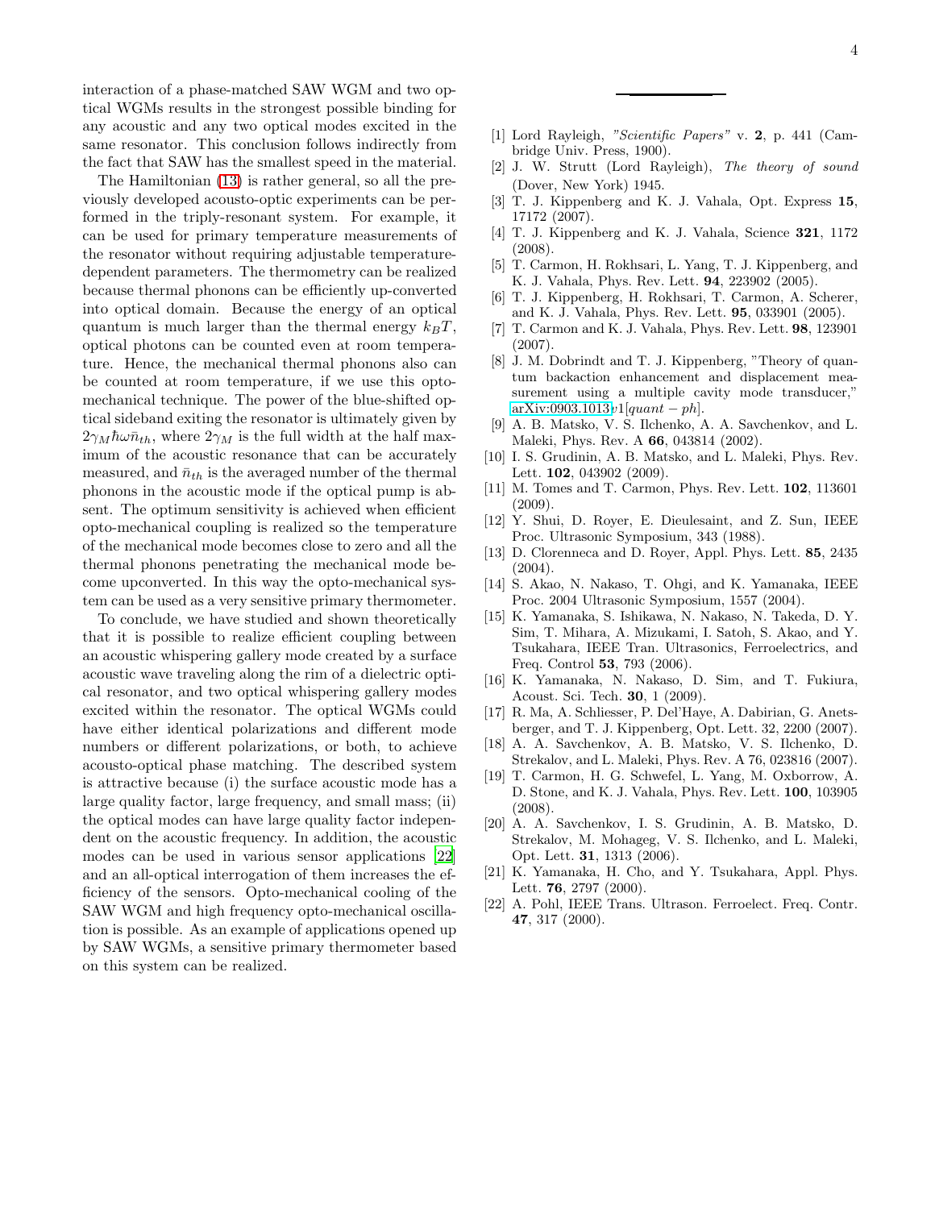interaction of a phase-matched SAW WGM and two optical WGMs results in the strongest possible binding for any acoustic and any two optical modes excited in the same resonator. This conclusion follows indirectly from the fact that SAW has the smallest speed in the material.

The Hamiltonian (13) is rather general, so all the previously developed acousto-optic experiments can be performed in the triply-resonant system. For example, it can be used for primary temperature measurements of the resonator without requiring adjustable temperature-dependent parameters. The thermometry can be realized because thermal phonons can be efficiently up-converted into optical domain. Because the energy of an optical quantum is much larger than the thermal energy $k_BT$, optical photons can be counted even at room temperature. Hence, the mechanical thermal phonons also can be counted at room temperature, if we use this opto-mechanical technique. The power of the blue-shifted optical sideband exiting the resonator is ultimately given by $2\gamma_M \hbar\omega \bar{n}_{th}$, where $2\gamma_M$ is the full width at the half maximum of the acoustic resonance that can be accurately measured, and $\bar{n}_{th}$ is the averaged number of the thermal phonons in the acoustic mode if the optical pump is absent. The optimum sensitivity is achieved when efficient opto-mechanical coupling is realized so the temperature of the mechanical mode becomes close to zero and all the thermal phonons penetrating the mechanical mode become upconverted. In this way the opto-mechanical system can be used as a very sensitive primary thermometer.

To conclude, we have studied and shown theoretically that it is possible to realize efficient coupling between an acoustic whispering gallery mode created by a surface acoustic wave traveling along the rim of a dielectric optical resonator, and two optical whispering gallery modes excited within the resonator. The optical WGMs could have either identical polarizations and different mode numbers or different polarizations, or both, to achieve acousto-optical phase matching. The described system is attractive because (i) the surface acoustic mode has a large quality factor, large frequency, and small mass; (ii) the optical modes can have large quality factor independent on the acoustic frequency. In addition, the acoustic modes can be used in various sensor applications [22] and an all-optical interrogation of them increases the efficiency of the sensors. Opto-mechanical cooling of the SAW WGM and high frequency opto-mechanical oscillation is possible. As an example of applications opened up by SAW WGMs, a sensitive primary thermometer based on this system can be realized.

---

[1] Lord Rayleigh, *"Scientific Papers"* v. **2**, p. 441 (Cambridge Univ. Press, 1900).

[2] J. W. Strutt (Lord Rayleigh), *The theory of sound* (Dover, New York) 1945.

[3] T. J. Kippenberg and K. J. Vahala, Opt. Express **15**, 17172 (2007).

[4] T. J. Kippenberg and K. J. Vahala, Science **321**, 1172 (2008).

[5] T. Carmon, H. Rokhsari, L. Yang, T. J. Kippenberg, and K. J. Vahala, Phys. Rev. Lett. **94**, 223902 (2005).

[6] T. J. Kippenberg, H. Rokhsari, T. Carmon, A. Scherer, and K. J. Vahala, Phys. Rev. Lett. **95**, 033901 (2005).

[7] T. Carmon and K. J. Vahala, Phys. Rev. Lett. **98**, 123901 (2007).

[8] J. M. Dobrindt and T. J. Kippenberg, "Theory of quantum backaction enhancement and displacement measurement using a multiple cavity mode transducer," arXiv:0903.1013$v1[quant-ph]$.

[9] A. B. Matsko, V. S. Ilchenko, A. A. Savchenkov, and L. Maleki, Phys. Rev. A **66**, 043814 (2002).

[10] I. S. Grudinin, A. B. Matsko, and L. Maleki, Phys. Rev. Lett. **102**, 043902 (2009).

[11] M. Tomes and T. Carmon, Phys. Rev. Lett. **102**, 113601 (2009).

[12] Y. Shui, D. Royer, E. Dieulesaint, and Z. Sun, IEEE Proc. Ultrasonic Symposium, 343 (1988).

[13] D. Clorenneca and D. Royer, Appl. Phys. Lett. **85**, 2435 (2004).

[14] S. Akao, N. Nakaso, T. Ohgi, and K. Yamanaka, IEEE Proc. 2004 Ultrasonic Symposium, 1557 (2004).

[15] K. Yamanaka, S. Ishikawa, N. Nakaso, N. Takeda, D. Y. Sim, T. Mihara, A. Mizukami, I. Satoh, S. Akao, and Y. Tsukahara, IEEE Tran. Ultrasonics, Ferroelectrics, and Freq. Control **53**, 793 (2006).

[16] K. Yamanaka, N. Nakaso, D. Sim, and T. Fukiura, Acoust. Sci. Tech. **30**, 1 (2009).

[17] R. Ma, A. Schliesser, P. Del'Haye, A. Dabirian, G. Anetsberger, and T. J. Kippenberg, Opt. Lett. 32, 2200 (2007).

[18] A. A. Savchenkov, A. B. Matsko, V. S. Ilchenko, D. Strekalov, and L. Maleki, Phys. Rev. A 76, 023816 (2007).

[19] T. Carmon, H. G. Schwefel, L. Yang, M. Oxborrow, A. D. Stone, and K. J. Vahala, Phys. Rev. Lett. **100**, 103905 (2008).

[20] A. A. Savchenkov, I. S. Grudinin, A. B. Matsko, D. Strekalov, M. Mohageg, V. S. Ilchenko, and L. Maleki, Opt. Lett. **31**, 1313 (2006).

[21] K. Yamanaka, H. Cho, and Y. Tsukahara, Appl. Phys. Lett. **76**, 2797 (2000).

[22] A. Pohl, IEEE Trans. Ultrason. Ferroelect. Freq. Contr. **47**, 317 (2000).